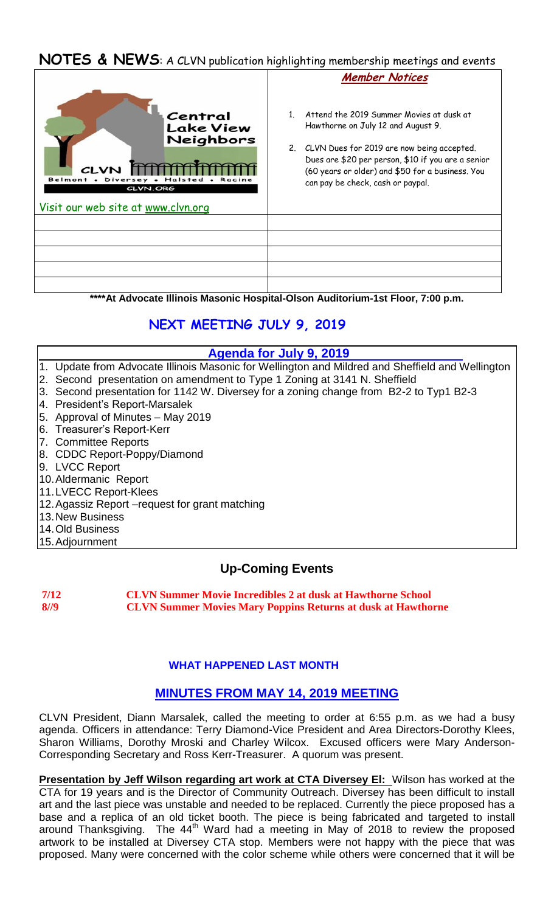# NOTES & NEWS: A CLVN publication highlighting membership meetings and events

| Central Lake View Neighbors — CLVN — Belmont • Diversey • Halsted • Racine — CLVN.ORG | ***Member Notices*** |
|---|---|
| Visit our web site at www.clvn.org | 1. Attend the 2019 Summer Movies at dusk at Hawthorne on July 12 and August 9.<br>2. CLVN Dues for 2019 are now being accepted. Dues are $20 per person, $10 if you are a senior (60 years or older) and $50 for a business. You can pay be check, cash or paypal. |
| | |
| | |
| | |
| | |
| | |

**\*\*\*\*At Advocate Illinois Masonic Hospital-Olson Auditorium-1st Floor, 7:00 p.m.**

## NEXT MEETING JULY 9, 2019

### Agenda for July 9, 2019

1. Update from Advocate Illinois Masonic for Wellington and Mildred and Sheffield and Wellington
2. Second presentation on amendment to Type 1 Zoning at 3141 N. Sheffield
3. Second presentation for 1142 W. Diversey for a zoning change from B2-2 to Typ1 B2-3
4. President's Report-Marsalek
5. Approval of Minutes – May 2019
6. Treasurer's Report-Kerr
7. Committee Reports
8. CDDC Report-Poppy/Diamond
9. LVCC Report
10. Aldermanic Report
11. LVECC Report-Klees
12. Agassiz Report –request for grant matching
13. New Business
14. Old Business
15. Adjournment

## Up-Coming Events

**7/12 CLVN Summer Movie Incredibles 2 at dusk at Hawthorne School**
**8//9 CLVN Summer Movies Mary Poppins Returns at dusk at Hawthorne**

### WHAT HAPPENED LAST MONTH

## MINUTES FROM MAY 14, 2019 MEETING

CLVN President, Diann Marsalek, called the meeting to order at 6:55 p.m. as we had a busy agenda. Officers in attendance: Terry Diamond-Vice President and Area Directors-Dorothy Klees, Sharon Williams, Dorothy Mroski and Charley Wilcox. Excused officers were Mary Anderson-Corresponding Secretary and Ross Kerr-Treasurer. A quorum was present.

**Presentation by Jeff Wilson regarding art work at CTA Diversey El:** Wilson has worked at the CTA for 19 years and is the Director of Community Outreach. Diversey has been difficult to install art and the last piece was unstable and needed to be replaced. Currently the piece proposed has a base and a replica of an old ticket booth. The piece is being fabricated and targeted to install around Thanksgiving. The 44th Ward had a meeting in May of 2018 to review the proposed artwork to be installed at Diversey CTA stop. Members were not happy with the piece that was proposed. Many were concerned with the color scheme while others were concerned that it will be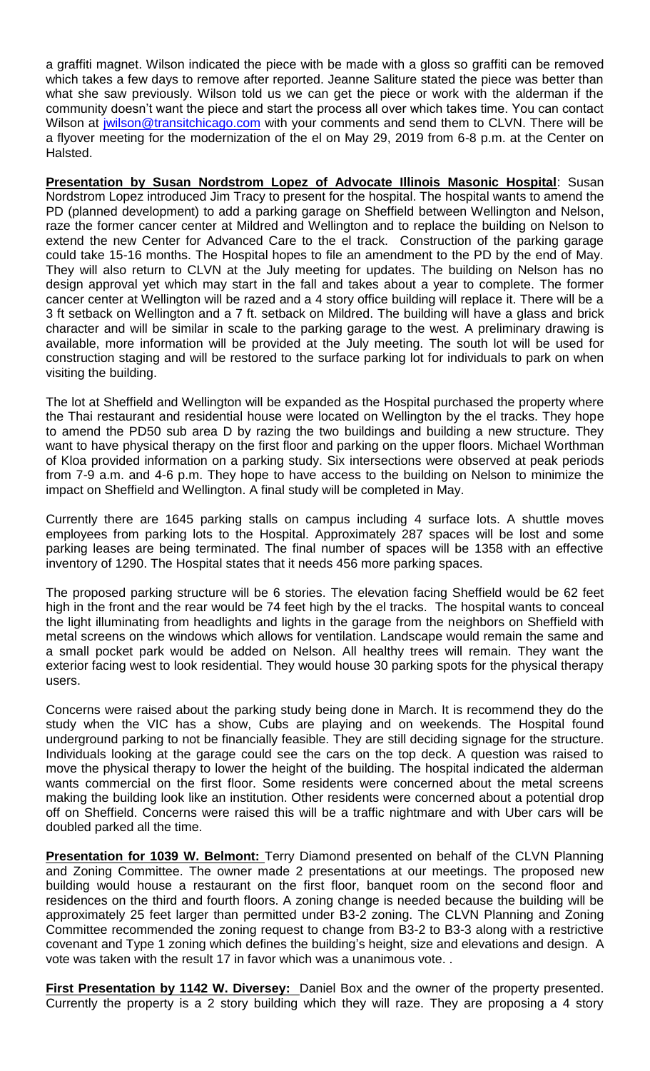a graffiti magnet. Wilson indicated the piece with be made with a gloss so graffiti can be removed which takes a few days to remove after reported. Jeanne Saliture stated the piece was better than what she saw previously. Wilson told us we can get the piece or work with the alderman if the community doesn't want the piece and start the process all over which takes time. You can contact Wilson at jwilson@transitchicago.com with your comments and send them to CLVN. There will be a flyover meeting for the modernization of the el on May 29, 2019 from 6-8 p.m. at the Center on Halsted.

**Presentation by Susan Nordstrom Lopez of Advocate Illinois Masonic Hospital**: Susan Nordstrom Lopez introduced Jim Tracy to present for the hospital. The hospital wants to amend the PD (planned development) to add a parking garage on Sheffield between Wellington and Nelson, raze the former cancer center at Mildred and Wellington and to replace the building on Nelson to extend the new Center for Advanced Care to the el track. Construction of the parking garage could take 15-16 months. The Hospital hopes to file an amendment to the PD by the end of May. They will also return to CLVN at the July meeting for updates. The building on Nelson has no design approval yet which may start in the fall and takes about a year to complete. The former cancer center at Wellington will be razed and a 4 story office building will replace it. There will be a 3 ft setback on Wellington and a 7 ft. setback on Mildred. The building will have a glass and brick character and will be similar in scale to the parking garage to the west. A preliminary drawing is available, more information will be provided at the July meeting. The south lot will be used for construction staging and will be restored to the surface parking lot for individuals to park on when visiting the building.

The lot at Sheffield and Wellington will be expanded as the Hospital purchased the property where the Thai restaurant and residential house were located on Wellington by the el tracks. They hope to amend the PD50 sub area D by razing the two buildings and building a new structure. They want to have physical therapy on the first floor and parking on the upper floors. Michael Worthman of Kloa provided information on a parking study. Six intersections were observed at peak periods from 7-9 a.m. and 4-6 p.m. They hope to have access to the building on Nelson to minimize the impact on Sheffield and Wellington. A final study will be completed in May.

Currently there are 1645 parking stalls on campus including 4 surface lots. A shuttle moves employees from parking lots to the Hospital. Approximately 287 spaces will be lost and some parking leases are being terminated. The final number of spaces will be 1358 with an effective inventory of 1290. The Hospital states that it needs 456 more parking spaces.

The proposed parking structure will be 6 stories. The elevation facing Sheffield would be 62 feet high in the front and the rear would be 74 feet high by the el tracks. The hospital wants to conceal the light illuminating from headlights and lights in the garage from the neighbors on Sheffield with metal screens on the windows which allows for ventilation. Landscape would remain the same and a small pocket park would be added on Nelson. All healthy trees will remain. They want the exterior facing west to look residential. They would house 30 parking spots for the physical therapy users.

Concerns were raised about the parking study being done in March. It is recommend they do the study when the VIC has a show, Cubs are playing and on weekends. The Hospital found underground parking to not be financially feasible. They are still deciding signage for the structure. Individuals looking at the garage could see the cars on the top deck. A question was raised to move the physical therapy to lower the height of the building. The hospital indicated the alderman wants commercial on the first floor. Some residents were concerned about the metal screens making the building look like an institution. Other residents were concerned about a potential drop off on Sheffield. Concerns were raised this will be a traffic nightmare and with Uber cars will be doubled parked all the time.

**Presentation for 1039 W. Belmont:** Terry Diamond presented on behalf of the CLVN Planning and Zoning Committee. The owner made 2 presentations at our meetings. The proposed new building would house a restaurant on the first floor, banquet room on the second floor and residences on the third and fourth floors. A zoning change is needed because the building will be approximately 25 feet larger than permitted under B3-2 zoning. The CLVN Planning and Zoning Committee recommended the zoning request to change from B3-2 to B3-3 along with a restrictive covenant and Type 1 zoning which defines the building's height, size and elevations and design. A vote was taken with the result 17 in favor which was a unanimous vote. .

**First Presentation by 1142 W. Diversey:** Daniel Box and the owner of the property presented. Currently the property is a 2 story building which they will raze. They are proposing a 4 story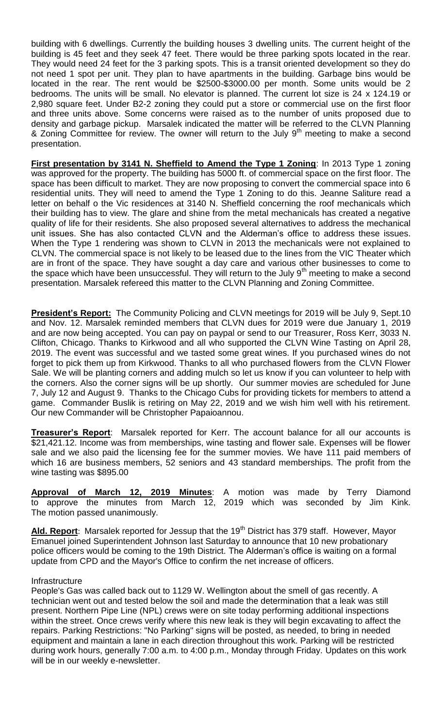building with 6 dwellings. Currently the building houses 3 dwelling units. The current height of the building is 45 feet and they seek 47 feet. There would be three parking spots located in the rear. They would need 24 feet for the 3 parking spots. This is a transit oriented development so they do not need 1 spot per unit. They plan to have apartments in the building. Garbage bins would be located in the rear. The rent would be $2500-$3000.00 per month. Some units would be 2 bedrooms. The units will be small. No elevator is planned. The current lot size is 24 x 124.19 or 2,980 square feet. Under B2-2 zoning they could put a store or commercial use on the first floor and three units above. Some concerns were raised as to the number of units proposed due to density and garbage pickup. Marsalek indicated the matter will be referred to the CLVN Planning & Zoning Committee for review. The owner will return to the July 9th meeting to make a second presentation.

**First presentation by 3141 N. Sheffield to Amend the Type 1 Zoning**: In 2013 Type 1 zoning was approved for the property. The building has 5000 ft. of commercial space on the first floor. The space has been difficult to market. They are now proposing to convert the commercial space into 6 residential units. They will need to amend the Type 1 Zoning to do this. Jeanne Saliture read a letter on behalf o the Vic residences at 3140 N. Sheffield concerning the roof mechanicals which their building has to view. The glare and shine from the metal mechanicals has created a negative quality of life for their residents. She also proposed several alternatives to address the mechanical unit issues. She has also contacted CLVN and the Alderman's office to address these issues. When the Type 1 rendering was shown to CLVN in 2013 the mechanicals were not explained to CLVN. The commercial space is not likely to be leased due to the lines from the VIC Theater which are in front of the space. They have sought a day care and various other businesses to come to the space which have been unsuccessful. They will return to the July 9th meeting to make a second presentation. Marsalek refereed this matter to the CLVN Planning and Zoning Committee.

**President's Report:** The Community Policing and CLVN meetings for 2019 will be July 9, Sept.10 and Nov. 12. Marsalek reminded members that CLVN dues for 2019 were due January 1, 2019 and are now being accepted. You can pay on paypal or send to our Treasurer, Ross Kerr, 3033 N. Clifton, Chicago. Thanks to Kirkwood and all who supported the CLVN Wine Tasting on April 28, 2019. The event was successful and we tasted some great wines. If you purchased wines do not forget to pick them up from Kirkwood. Thanks to all who purchased flowers from the CLVN Flower Sale. We will be planting corners and adding mulch so let us know if you can volunteer to help with the corners. Also the corner signs will be up shortly. Our summer movies are scheduled for June 7, July 12 and August 9. Thanks to the Chicago Cubs for providing tickets for members to attend a game. Commander Buslik is retiring on May 22, 2019 and we wish him well with his retirement. Our new Commander will be Christopher Papaioannou.

**Treasurer's Report**: Marsalek reported for Kerr. The account balance for all our accounts is $21,421.12. Income was from memberships, wine tasting and flower sale. Expenses will be flower sale and we also paid the licensing fee for the summer movies. We have 111 paid members of which 16 are business members, 52 seniors and 43 standard memberships. The profit from the wine tasting was $895.00

**Approval of March 12, 2019 Minutes**: A motion was made by Terry Diamond to approve the minutes from March 12, 2019 which was seconded by Jim Kink. The motion passed unanimously.

**Ald. Report**: Marsalek reported for Jessup that the 19th District has 379 staff. However, Mayor Emanuel joined Superintendent Johnson last Saturday to announce that 10 new probationary police officers would be coming to the 19th District. The Alderman's office is waiting on a formal update from CPD and the Mayor's Office to confirm the net increase of officers.

Infrastructure

People's Gas was called back out to 1129 W. Wellington about the smell of gas recently. A technician went out and tested below the soil and made the determination that a leak was still present. Northern Pipe Line (NPL) crews were on site today performing additional inspections within the street. Once crews verify where this new leak is they will begin excavating to affect the repairs. Parking Restrictions: "No Parking" signs will be posted, as needed, to bring in needed equipment and maintain a lane in each direction throughout this work. Parking will be restricted during work hours, generally 7:00 a.m. to 4:00 p.m., Monday through Friday. Updates on this work will be in our weekly e-newsletter.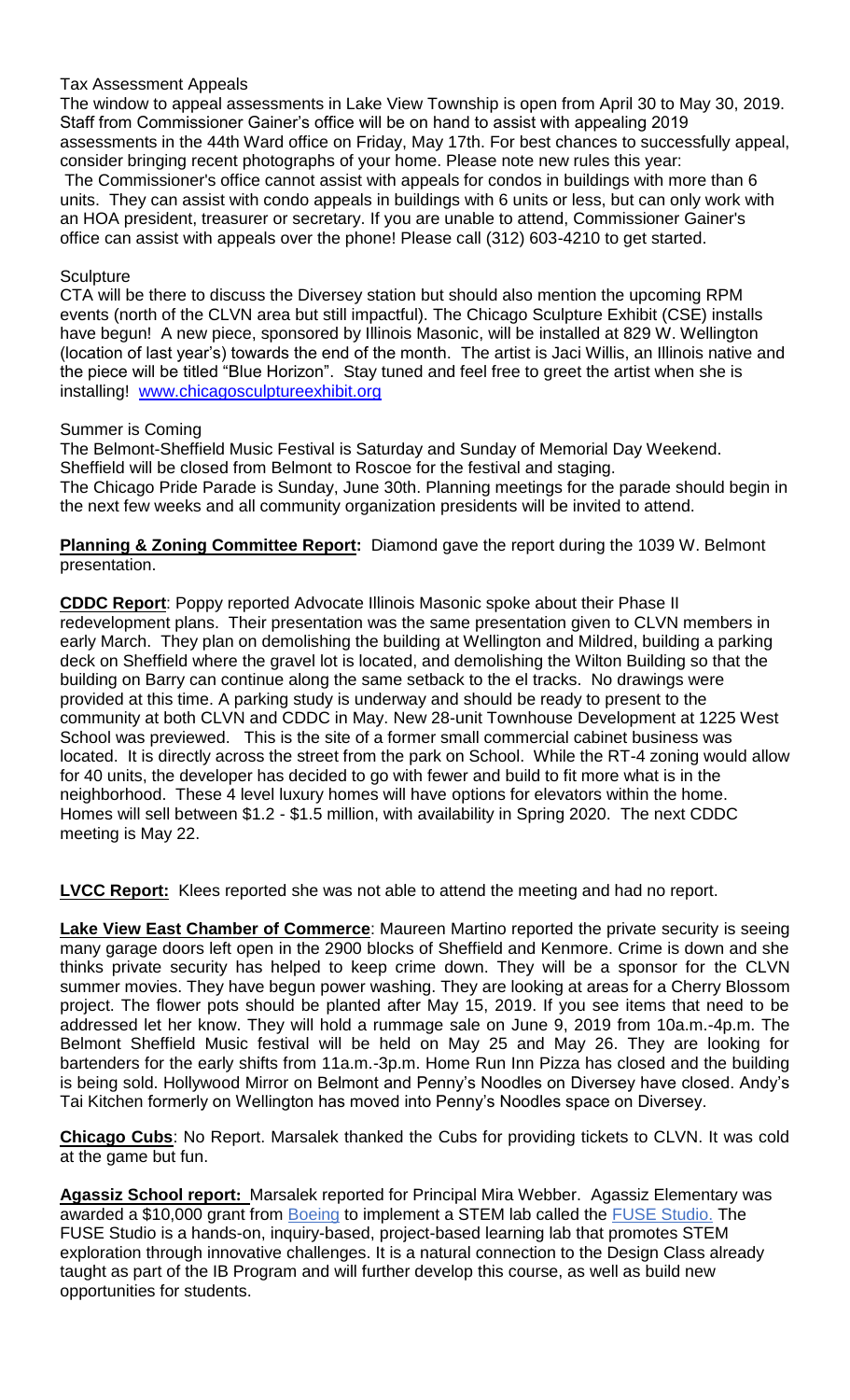Tax Assessment Appeals

The window to appeal assessments in Lake View Township is open from April 30 to May 30, 2019. Staff from Commissioner Gainer's office will be on hand to assist with appealing 2019 assessments in the 44th Ward office on Friday, May 17th. For best chances to successfully appeal, consider bringing recent photographs of your home. Please note new rules this year:
The Commissioner's office cannot assist with appeals for condos in buildings with more than 6 units. They can assist with condo appeals in buildings with 6 units or less, but can only work with an HOA president, treasurer or secretary. If you are unable to attend, Commissioner Gainer's office can assist with appeals over the phone! Please call (312) 603-4210 to get started.

Sculpture

CTA will be there to discuss the Diversey station but should also mention the upcoming RPM events (north of the CLVN area but still impactful). The Chicago Sculpture Exhibit (CSE) installs have begun! A new piece, sponsored by Illinois Masonic, will be installed at 829 W. Wellington (location of last year's) towards the end of the month. The artist is Jaci Willis, an Illinois native and the piece will be titled "Blue Horizon". Stay tuned and feel free to greet the artist when she is installing! www.chicagosculptureexhibit.org

Summer is Coming

The Belmont-Sheffield Music Festival is Saturday and Sunday of Memorial Day Weekend. Sheffield will be closed from Belmont to Roscoe for the festival and staging.
The Chicago Pride Parade is Sunday, June 30th. Planning meetings for the parade should begin in the next few weeks and all community organization presidents will be invited to attend.

**Planning & Zoning Committee Report:** Diamond gave the report during the 1039 W. Belmont presentation.

**CDDC Report**: Poppy reported Advocate Illinois Masonic spoke about their Phase II redevelopment plans. Their presentation was the same presentation given to CLVN members in early March. They plan on demolishing the building at Wellington and Mildred, building a parking deck on Sheffield where the gravel lot is located, and demolishing the Wilton Building so that the building on Barry can continue along the same setback to the el tracks. No drawings were provided at this time. A parking study is underway and should be ready to present to the community at both CLVN and CDDC in May. New 28-unit Townhouse Development at 1225 West School was previewed. This is the site of a former small commercial cabinet business was located. It is directly across the street from the park on School. While the RT-4 zoning would allow for 40 units, the developer has decided to go with fewer and build to fit more what is in the neighborhood. These 4 level luxury homes will have options for elevators within the home. Homes will sell between $1.2 - $1.5 million, with availability in Spring 2020. The next CDDC meeting is May 22.

**LVCC Report:** Klees reported she was not able to attend the meeting and had no report.

**Lake View East Chamber of Commerce**: Maureen Martino reported the private security is seeing many garage doors left open in the 2900 blocks of Sheffield and Kenmore. Crime is down and she thinks private security has helped to keep crime down. They will be a sponsor for the CLVN summer movies. They have begun power washing. They are looking at areas for a Cherry Blossom project. The flower pots should be planted after May 15, 2019. If you see items that need to be addressed let her know. They will hold a rummage sale on June 9, 2019 from 10a.m.-4p.m. The Belmont Sheffield Music festival will be held on May 25 and May 26. They are looking for bartenders for the early shifts from 11a.m.-3p.m. Home Run Inn Pizza has closed and the building is being sold. Hollywood Mirror on Belmont and Penny's Noodles on Diversey have closed. Andy's Tai Kitchen formerly on Wellington has moved into Penny's Noodles space on Diversey.

**Chicago Cubs**: No Report. Marsalek thanked the Cubs for providing tickets to CLVN. It was cold at the game but fun.

**Agassiz School report:** Marsalek reported for Principal Mira Webber. Agassiz Elementary was awarded a $10,000 grant from Boeing to implement a STEM lab called the FUSE Studio. The FUSE Studio is a hands-on, inquiry-based, project-based learning lab that promotes STEM exploration through innovative challenges. It is a natural connection to the Design Class already taught as part of the IB Program and will further develop this course, as well as build new opportunities for students.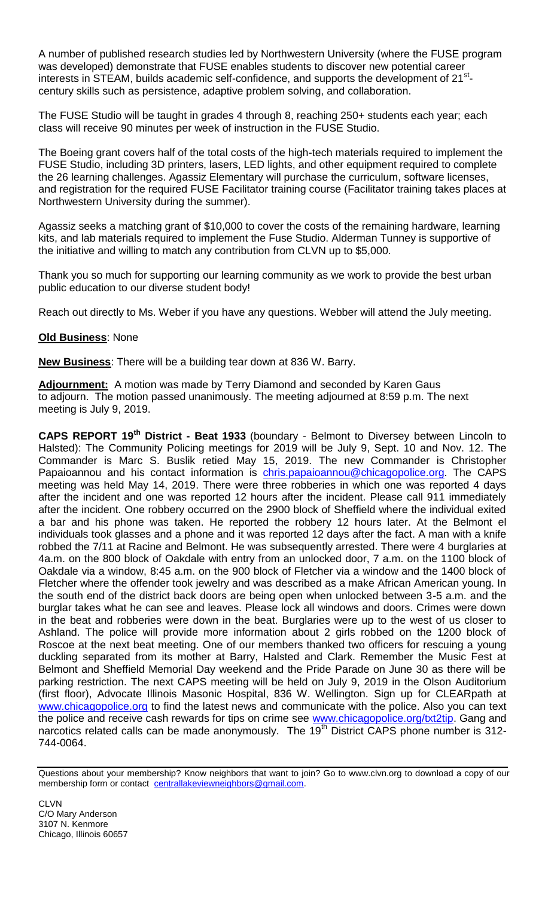A number of published research studies led by Northwestern University (where the FUSE program was developed) demonstrate that FUSE enables students to discover new potential career interests in STEAM, builds academic self-confidence, and supports the development of 21st-century skills such as persistence, adaptive problem solving, and collaboration.

The FUSE Studio will be taught in grades 4 through 8, reaching 250+ students each year; each class will receive 90 minutes per week of instruction in the FUSE Studio.

The Boeing grant covers half of the total costs of the high-tech materials required to implement the FUSE Studio, including 3D printers, lasers, LED lights, and other equipment required to complete the 26 learning challenges. Agassiz Elementary will purchase the curriculum, software licenses, and registration for the required FUSE Facilitator training course (Facilitator training takes places at Northwestern University during the summer).

Agassiz seeks a matching grant of $10,000 to cover the costs of the remaining hardware, learning kits, and lab materials required to implement the Fuse Studio. Alderman Tunney is supportive of the initiative and willing to match any contribution from CLVN up to $5,000.

Thank you so much for supporting our learning community as we work to provide the best urban public education to our diverse student body!

Reach out directly to Ms. Weber if you have any questions. Webber will attend the July meeting.

**Old Business**: None

**New Business**: There will be a building tear down at 836 W. Barry.

**Adjournment:** A motion was made by Terry Diamond and seconded by Karen Gaus to adjourn. The motion passed unanimously. The meeting adjourned at 8:59 p.m. The next meeting is July 9, 2019.

**CAPS REPORT 19th District - Beat 1933** (boundary - Belmont to Diversey between Lincoln to Halsted): The Community Policing meetings for 2019 will be July 9, Sept. 10 and Nov. 12. The Commander is Marc S. Buslik retied May 15, 2019. The new Commander is Christopher Papaioannou and his contact information is chris.papaioannou@chicagopolice.org. The CAPS meeting was held May 14, 2019. There were three robberies in which one was reported 4 days after the incident and one was reported 12 hours after the incident. Please call 911 immediately after the incident. One robbery occurred on the 2900 block of Sheffield where the individual exited a bar and his phone was taken. He reported the robbery 12 hours later. At the Belmont el individuals took glasses and a phone and it was reported 12 days after the fact. A man with a knife robbed the 7/11 at Racine and Belmont. He was subsequently arrested. There were 4 burglaries at 4a.m. on the 800 block of Oakdale with entry from an unlocked door, 7 a.m. on the 1100 block of Oakdale via a window, 8:45 a.m. on the 900 block of Fletcher via a window and the 1400 block of Fletcher where the offender took jewelry and was described as a make African American young. In the south end of the district back doors are being open when unlocked between 3-5 a.m. and the burglar takes what he can see and leaves. Please lock all windows and doors. Crimes were down in the beat and robberies were down in the beat. Burglaries were up to the west of us closer to Ashland. The police will provide more information about 2 girls robbed on the 1200 block of Roscoe at the next beat meeting. One of our members thanked two officers for rescuing a young duckling separated from its mother at Barry, Halsted and Clark. Remember the Music Fest at Belmont and Sheffield Memorial Day weekend and the Pride Parade on June 30 as there will be parking restriction. The next CAPS meeting will be held on July 9, 2019 in the Olson Auditorium (first floor), Advocate Illinois Masonic Hospital, 836 W. Wellington. Sign up for CLEARpath at www.chicagopolice.org to find the latest news and communicate with the police. Also you can text the police and receive cash rewards for tips on crime see www.chicagopolice.org/txt2tip. Gang and narcotics related calls can be made anonymously. The 19th District CAPS phone number is 312-744-0064.

---

Questions about your membership? Know neighbors that want to join? Go to www.clvn.org to download a copy of our membership form or contact centrallakeviewneighbors@gmail.com.

CLVN
C/O Mary Anderson
3107 N. Kenmore
Chicago, Illinois 60657